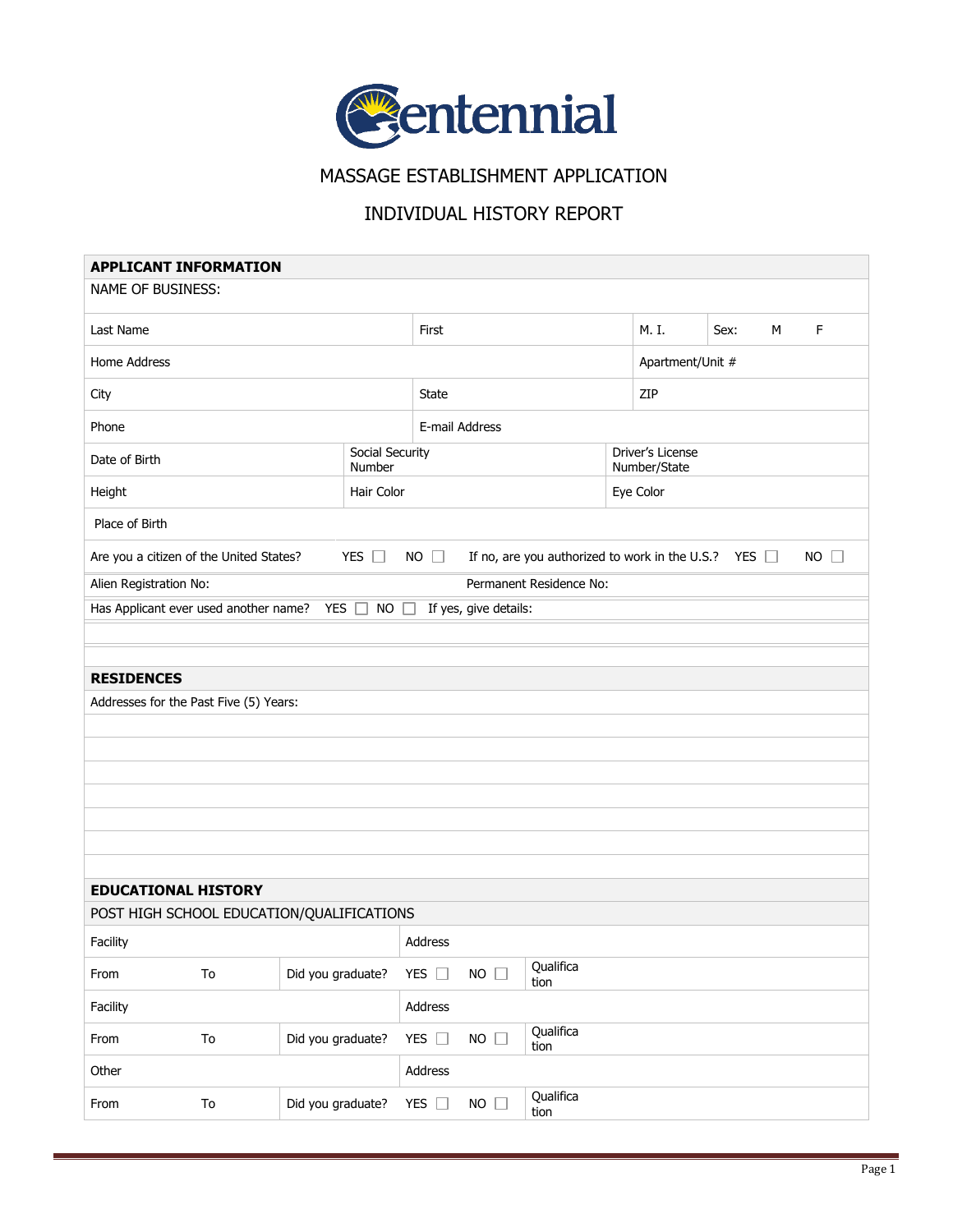Centennial

# MASSAGE ESTABLISHMENT APPLICATION

## INDIVIDUAL HISTORY REPORT

| **APPLICANT INFORMATION** | | | | |
|---|---|---|---|---|
| NAME OF BUSINESS: | | | | |
| Last Name | First | | M. I. | Sex: M F |
| Home Address | | | Apartment/Unit # | |
| City | State | | ZIP | |
| Phone | E-mail Address | | | |
| Date of Birth | Social Security Number | | Driver's License Number/State | |
| Height | Hair Color | | Eye Color | |
| Place of Birth | | | | |
| Are you a citizen of the United States? YES ☐ NO ☐ | If no, are you authorized to work in the U.S.? YES ☐ NO ☐ | | | |
| Alien Registration No: | Permanent Residence No: | | | |
| Has Applicant ever used another name? YES ☐ NO ☐ If yes, give details: | | | | |
| | | | | |
| | | | | |

| **RESIDENCES** |
|---|
| Addresses for the Past Five (5) Years: |
| |
| |
| |
| |
| |
| |
| |

| **EDUCATIONAL HISTORY** | | | | | |
|---|---|---|---|---|---|
| POST HIGH SCHOOL EDUCATION/QUALIFICATIONS | | | | | |
| Facility | | | Address | | |
| From | To | Did you graduate? | YES ☐ | NO ☐ | Qualification |
| Facility | | | Address | | |
| From | To | Did you graduate? | YES ☐ | NO ☐ | Qualification |
| Other | | | Address | | |
| From | To | Did you graduate? | YES ☐ | NO ☐ | Qualification |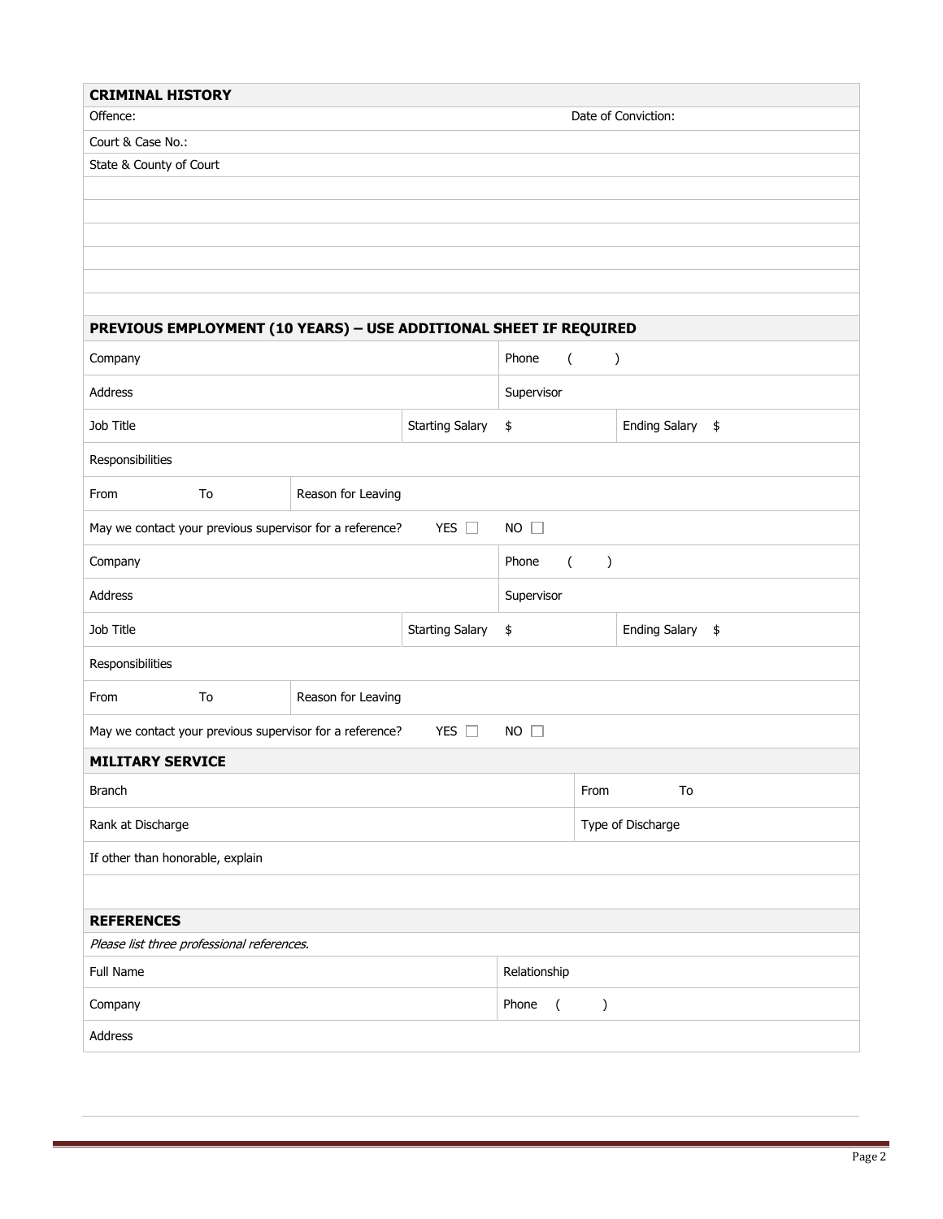## CRIMINAL HISTORY

| Offence: | Date of Conviction: |
|---|---|
| Court & Case No.: | |
| State & County of Court | |
| | |
| | |
| | |
| | |
| | |
| | |

## PREVIOUS EMPLOYMENT (10 YEARS) – USE ADDITIONAL SHEET IF REQUIRED

| | | | | |
|---|---|---|---|---|
| Company | | | Phone ( ) | |
| Address | | | Supervisor | |
| Job Title | | Starting Salary | $ | Ending Salary $ |
| Responsibilities | | | | |
| From To | Reason for Leaving | | | |
| May we contact your previous supervisor for a reference? | | YES ☐ | NO ☐ | |
| Company | | | Phone ( ) | |
| Address | | | Supervisor | |
| Job Title | | Starting Salary | $ | Ending Salary $ |
| Responsibilities | | | | |
| From To | Reason for Leaving | | | |
| May we contact your previous supervisor for a reference? | | YES ☐ | NO ☐ | |

## MILITARY SERVICE

| | |
|---|---|
| Branch | From To |
| Rank at Discharge | Type of Discharge |
| If other than honorable, explain | |
| | |

## REFERENCES

*Please list three professional references.*

| | |
|---|---|
| Full Name | Relationship |
| Company | Phone ( ) |
| Address | |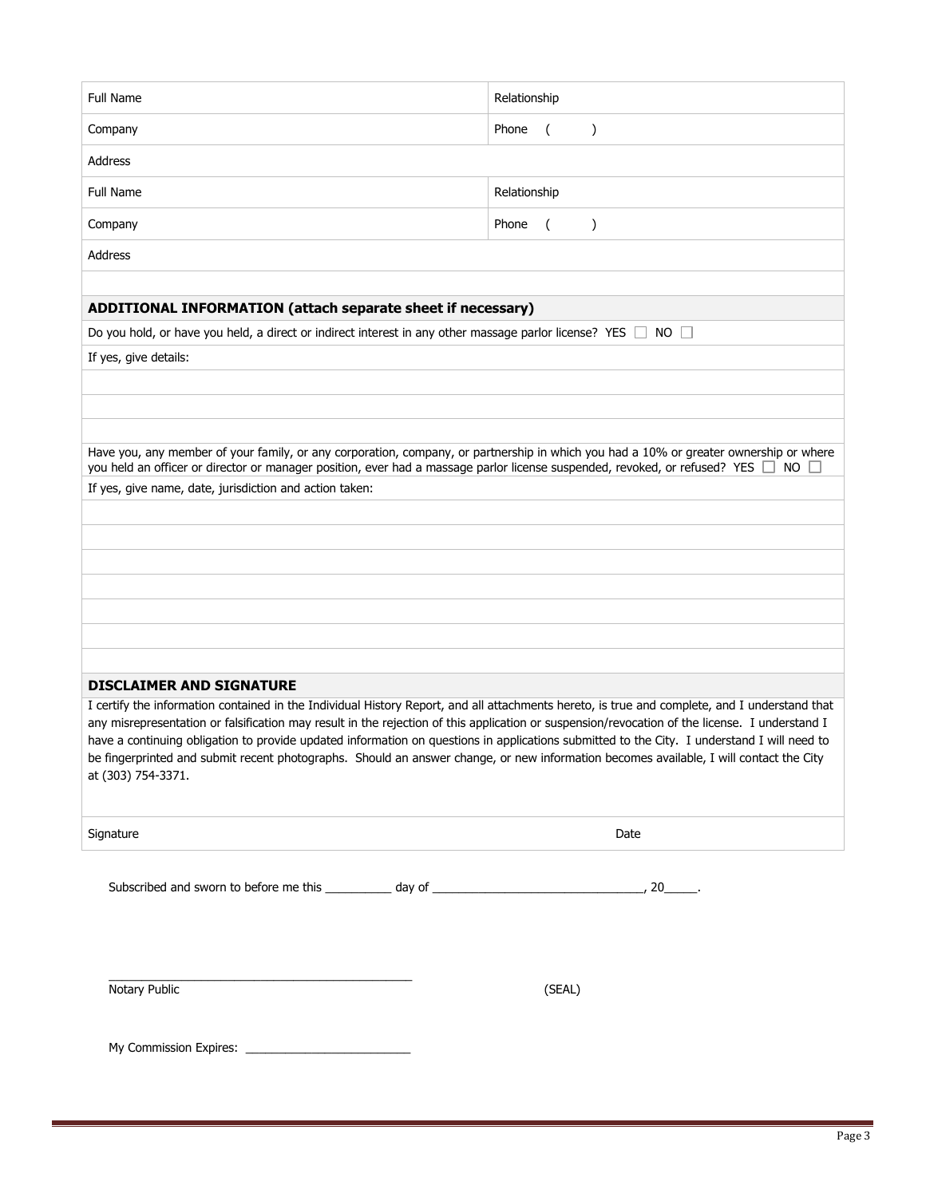| | |
|---|---|
| Full Name | Relationship |
| Company | Phone ( ) |
| Address | |
| Full Name | Relationship |
| Company | Phone ( ) |
| Address | |

## ADDITIONAL INFORMATION (attach separate sheet if necessary)

Do you hold, or have you held, a direct or indirect interest in any other massage parlor license? YES ☐ NO ☐

If yes, give details:

Have you, any member of your family, or any corporation, company, or partnership in which you had a 10% or greater ownership or where you held an officer or director or manager position, ever had a massage parlor license suspended, revoked, or refused? YES ☐ NO ☐

If yes, give name, date, jurisdiction and action taken:

## DISCLAIMER AND SIGNATURE

I certify the information contained in the Individual History Report, and all attachments hereto, is true and complete, and I understand that any misrepresentation or falsification may result in the rejection of this application or suspension/revocation of the license. I understand I have a continuing obligation to provide updated information on questions in applications submitted to the City. I understand I will need to be fingerprinted and submit recent photographs. Should an answer change, or new information becomes available, I will contact the City at (303) 754-3371.

| | |
|---|---|
| Signature | Date |

Subscribed and sworn to before me this __________ day of ________________________________, 20_____.

_______________________________________________

Notary Public (SEAL)

My Commission Expires: _________________________